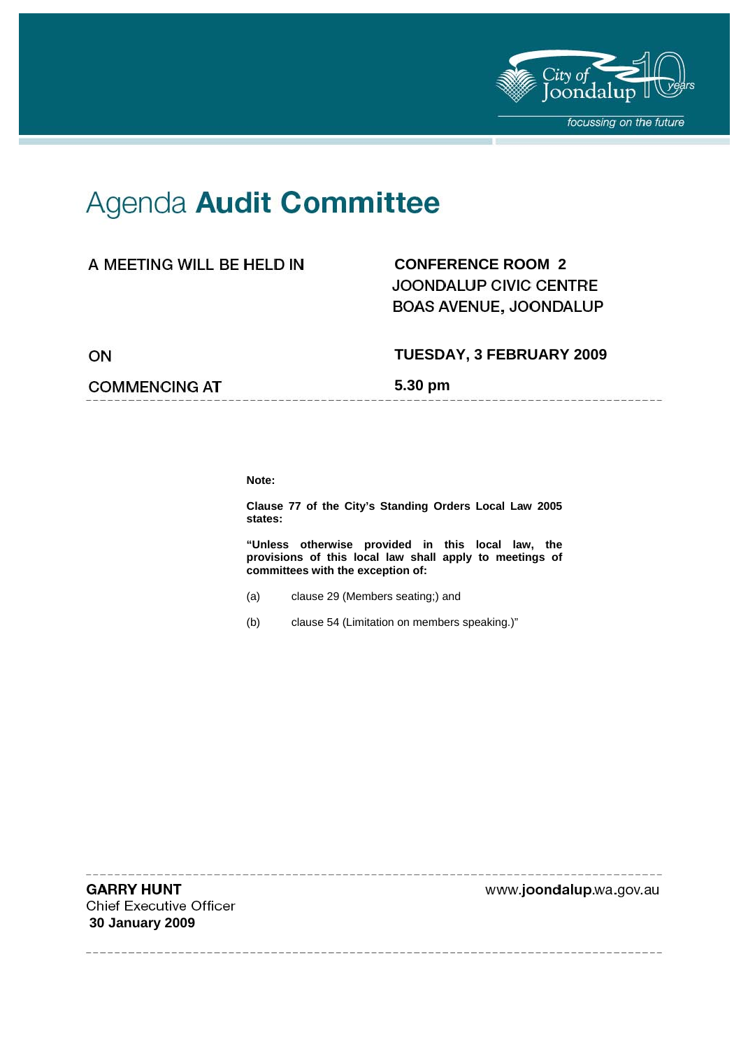City of Joondalup 10 years

*focussing on the future*

# Agenda **Audit Committee**

| | |
|---|---|
| A MEETING WILL BE HELD IN | **CONFERENCE ROOM 2**<br>JOONDALUP CIVIC CENTRE<br>BOAS AVENUE, JOONDALUP |
| ON | **TUESDAY, 3 FEBRUARY 2009** |
| COMMENCING AT | **5.30 pm** |

**Note:**

**Clause 77 of the City's Standing Orders Local Law 2005 states:**

**"Unless otherwise provided in this local law, the provisions of this local law shall apply to meetings of committees with the exception of:**

(a) clause 29 (Members seating;) and

(b) clause 54 (Limitation on members speaking.)"

**GARRY HUNT**
Chief Executive Officer
**30 January 2009**

www.**joondalup**.wa.gov.au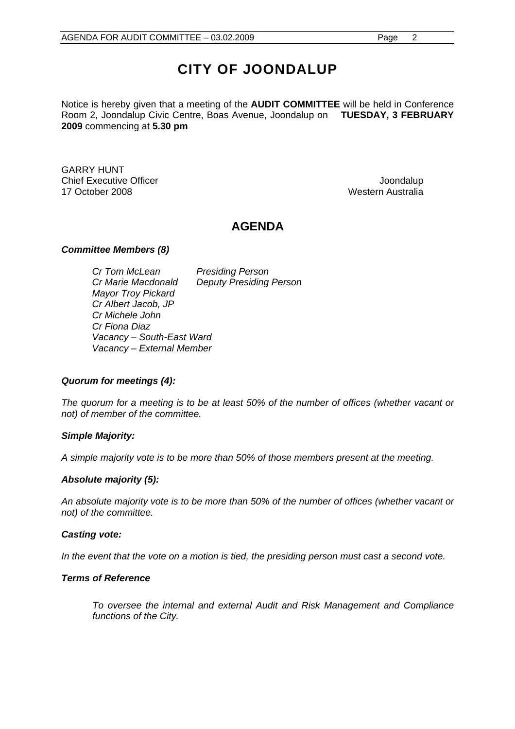# CITY OF JOONDALUP

Notice is hereby given that a meeting of the **AUDIT COMMITTEE** will be held in Conference Room 2, Joondalup Civic Centre, Boas Avenue, Joondalup on **TUESDAY, 3 FEBRUARY 2009** commencing at **5.30 pm**

GARRY HUNT
Chief Executive Officer
17 October 2008

Joondalup
Western Australia

## AGENDA

### *Committee Members (8)*

| | |
|---|---|
| *Cr Tom McLean* | *Presiding Person* |
| *Cr Marie Macdonald* | *Deputy Presiding Person* |
| *Mayor Troy Pickard* | |
| *Cr Albert Jacob, JP* | |
| *Cr Michele John* | |
| *Cr Fiona Diaz* | |
| *Vacancy – South-East Ward* | |
| *Vacancy – External Member* | |

### *Quorum for meetings (4):*

*The quorum for a meeting is to be at least 50% of the number of offices (whether vacant or not) of member of the committee.*

### *Simple Majority:*

*A simple majority vote is to be more than 50% of those members present at the meeting.*

### *Absolute majority (5):*

*An absolute majority vote is to be more than 50% of the number of offices (whether vacant or not) of the committee.*

### *Casting vote:*

*In the event that the vote on a motion is tied, the presiding person must cast a second vote.*

### *Terms of Reference*

*To oversee the internal and external Audit and Risk Management and Compliance functions of the City.*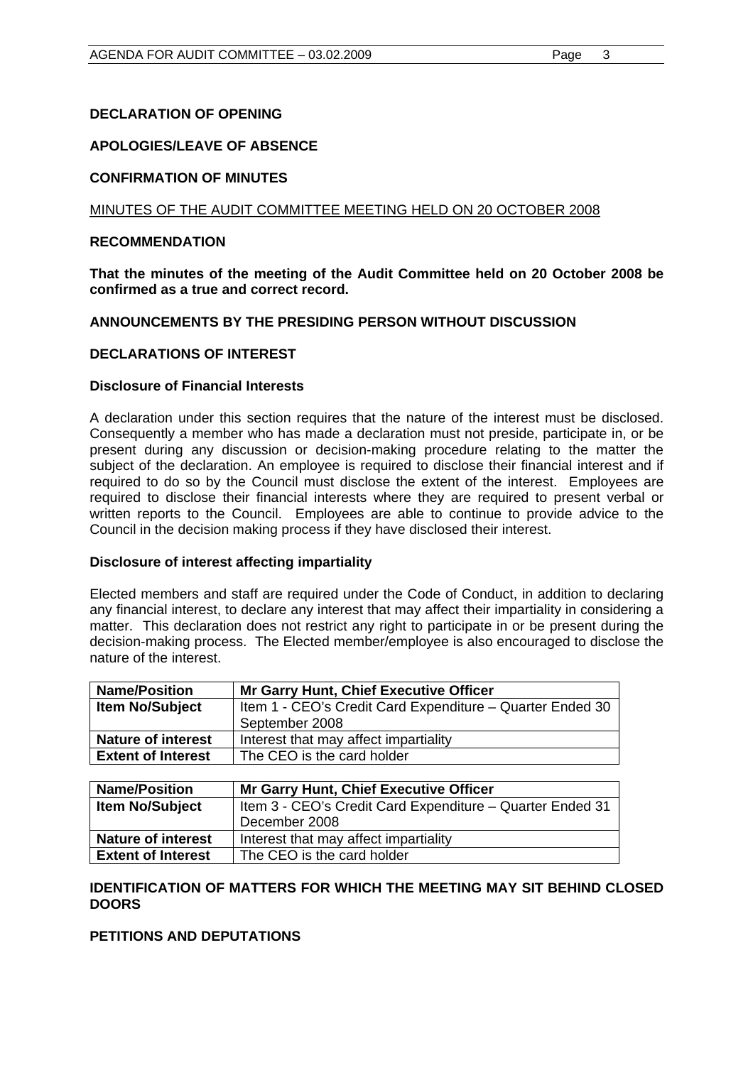**DECLARATION OF OPENING**

**APOLOGIES/LEAVE OF ABSENCE**

**CONFIRMATION OF MINUTES**

MINUTES OF THE AUDIT COMMITTEE MEETING HELD ON 20 OCTOBER 2008

**RECOMMENDATION**

**That the minutes of the meeting of the Audit Committee held on 20 October 2008 be confirmed as a true and correct record.**

**ANNOUNCEMENTS BY THE PRESIDING PERSON WITHOUT DISCUSSION**

**DECLARATIONS OF INTEREST**

**Disclosure of Financial Interests**

A declaration under this section requires that the nature of the interest must be disclosed. Consequently a member who has made a declaration must not preside, participate in, or be present during any discussion or decision-making procedure relating to the matter the subject of the declaration. An employee is required to disclose their financial interest and if required to do so by the Council must disclose the extent of the interest. Employees are required to disclose their financial interests where they are required to present verbal or written reports to the Council. Employees are able to continue to provide advice to the Council in the decision making process if they have disclosed their interest.

**Disclosure of interest affecting impartiality**

Elected members and staff are required under the Code of Conduct, in addition to declaring any financial interest, to declare any interest that may affect their impartiality in considering a matter. This declaration does not restrict any right to participate in or be present during the decision-making process. The Elected member/employee is also encouraged to disclose the nature of the interest.

| **Name/Position** | **Mr Garry Hunt, Chief Executive Officer** |
|---|---|
| **Item No/Subject** | Item 1 - CEO's Credit Card Expenditure – Quarter Ended 30 September 2008 |
| **Nature of interest** | Interest that may affect impartiality |
| **Extent of Interest** | The CEO is the card holder |

| **Name/Position** | **Mr Garry Hunt, Chief Executive Officer** |
|---|---|
| **Item No/Subject** | Item 3 - CEO's Credit Card Expenditure – Quarter Ended 31 December 2008 |
| **Nature of interest** | Interest that may affect impartiality |
| **Extent of Interest** | The CEO is the card holder |

**IDENTIFICATION OF MATTERS FOR WHICH THE MEETING MAY SIT BEHIND CLOSED DOORS**

**PETITIONS AND DEPUTATIONS**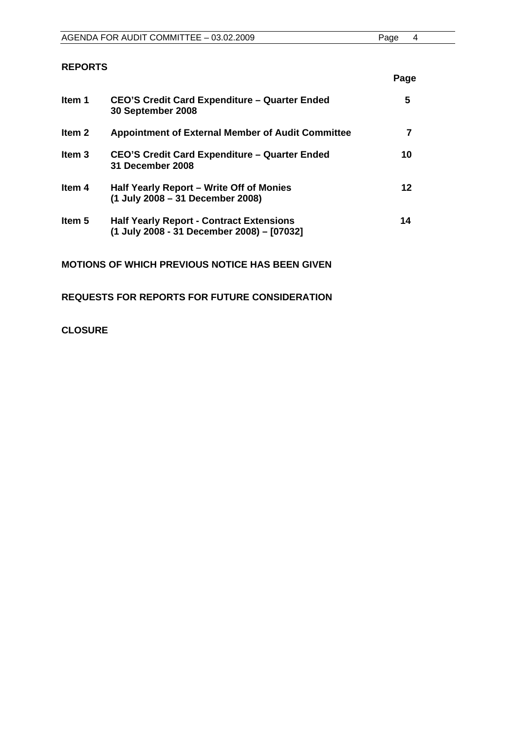## REPORTS

| | | Page |
|---|---|---|
| **Item 1** | **CEO'S Credit Card Expenditure – Quarter Ended 30 September 2008** | **5** |
| **Item 2** | **Appointment of External Member of Audit Committee** | **7** |
| **Item 3** | **CEO'S Credit Card Expenditure – Quarter Ended 31 December 2008** | **10** |
| **Item 4** | **Half Yearly Report – Write Off of Monies (1 July 2008 – 31 December 2008)** | **12** |
| **Item 5** | **Half Yearly Report - Contract Extensions (1 July 2008 - 31 December 2008) – [07032]** | **14** |

## MOTIONS OF WHICH PREVIOUS NOTICE HAS BEEN GIVEN

## REQUESTS FOR REPORTS FOR FUTURE CONSIDERATION

## CLOSURE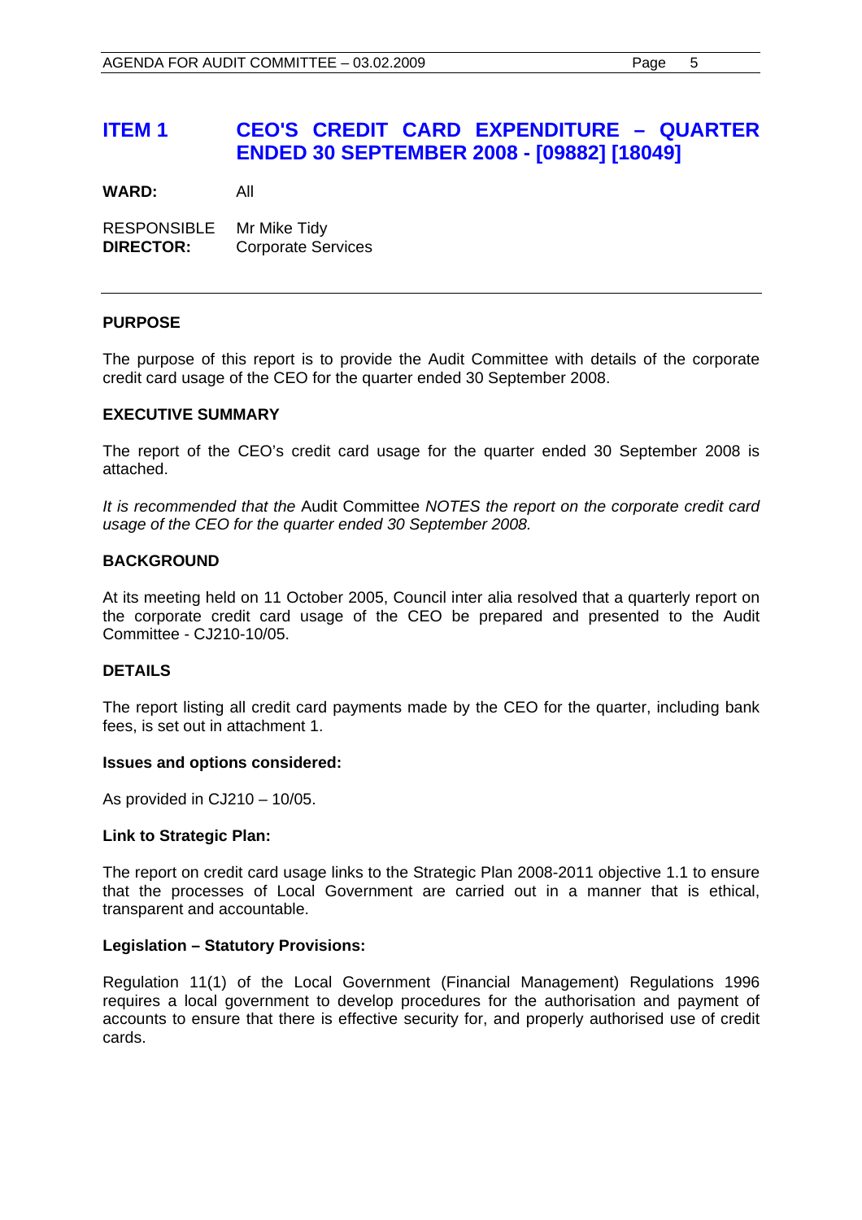# ITEM 1 CEO'S CREDIT CARD EXPENDITURE – QUARTER ENDED 30 SEPTEMBER 2008 - [09882] [18049]

**WARD:** All

RESPONSIBLE **DIRECTOR:** Mr Mike Tidy Corporate Services

---

**PURPOSE**

The purpose of this report is to provide the Audit Committee with details of the corporate credit card usage of the CEO for the quarter ended 30 September 2008.

**EXECUTIVE SUMMARY**

The report of the CEO's credit card usage for the quarter ended 30 September 2008 is attached.

*It is recommended that the* Audit Committee *NOTES the report on the corporate credit card usage of the CEO for the quarter ended 30 September 2008.*

**BACKGROUND**

At its meeting held on 11 October 2005, Council inter alia resolved that a quarterly report on the corporate credit card usage of the CEO be prepared and presented to the Audit Committee - CJ210-10/05.

**DETAILS**

The report listing all credit card payments made by the CEO for the quarter, including bank fees, is set out in attachment 1.

**Issues and options considered:**

As provided in CJ210 – 10/05.

**Link to Strategic Plan:**

The report on credit card usage links to the Strategic Plan 2008-2011 objective 1.1 to ensure that the processes of Local Government are carried out in a manner that is ethical, transparent and accountable.

**Legislation – Statutory Provisions:**

Regulation 11(1) of the Local Government (Financial Management) Regulations 1996 requires a local government to develop procedures for the authorisation and payment of accounts to ensure that there is effective security for, and properly authorised use of credit cards.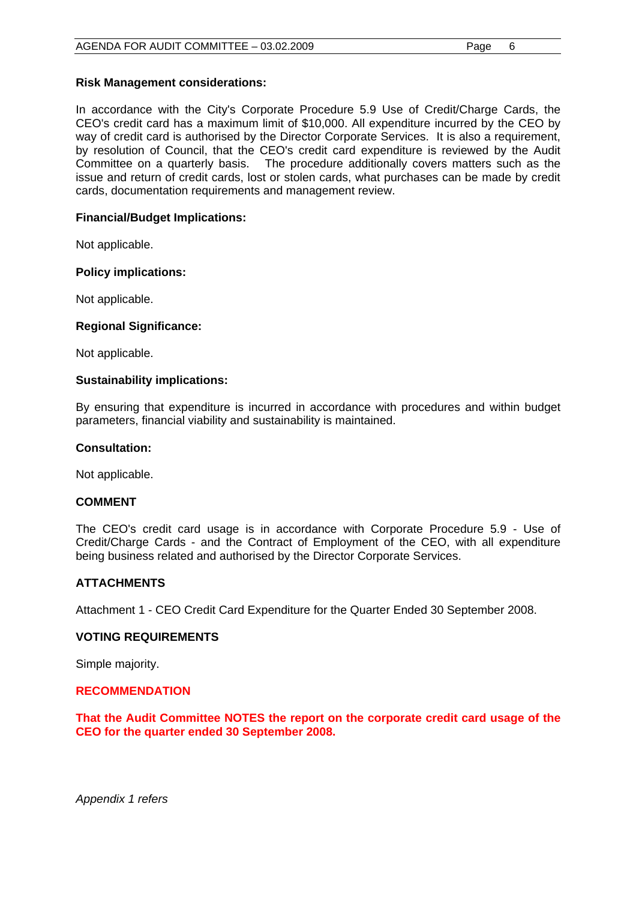**Risk Management considerations:**

In accordance with the City's Corporate Procedure 5.9 Use of Credit/Charge Cards, the CEO's credit card has a maximum limit of $10,000. All expenditure incurred by the CEO by way of credit card is authorised by the Director Corporate Services. It is also a requirement, by resolution of Council, that the CEO's credit card expenditure is reviewed by the Audit Committee on a quarterly basis. The procedure additionally covers matters such as the issue and return of credit cards, lost or stolen cards, what purchases can be made by credit cards, documentation requirements and management review.

**Financial/Budget Implications:**

Not applicable.

**Policy implications:**

Not applicable.

**Regional Significance:**

Not applicable.

**Sustainability implications:**

By ensuring that expenditure is incurred in accordance with procedures and within budget parameters, financial viability and sustainability is maintained.

**Consultation:**

Not applicable.

**COMMENT**

The CEO's credit card usage is in accordance with Corporate Procedure 5.9 - Use of Credit/Charge Cards - and the Contract of Employment of the CEO, with all expenditure being business related and authorised by the Director Corporate Services.

**ATTACHMENTS**

Attachment 1 - CEO Credit Card Expenditure for the Quarter Ended 30 September 2008.

**VOTING REQUIREMENTS**

Simple majority.

**RECOMMENDATION**

**That the Audit Committee NOTES the report on the corporate credit card usage of the CEO for the quarter ended 30 September 2008.**

*Appendix 1 refers*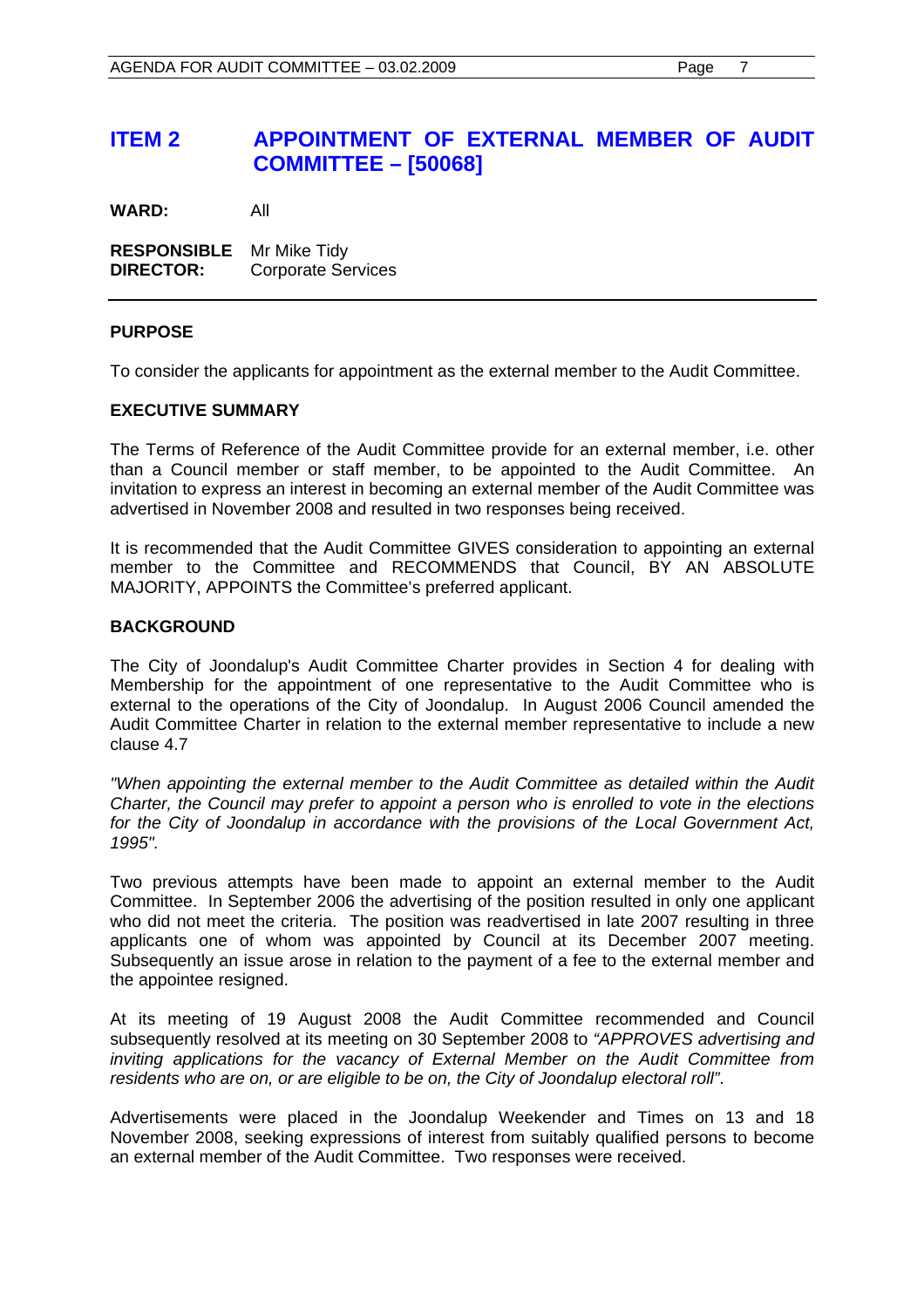## ITEM 2 APPOINTMENT OF EXTERNAL MEMBER OF AUDIT COMMITTEE – [50068]

**WARD:** All

**RESPONSIBLE DIRECTOR:** Mr Mike Tidy
Corporate Services

---

**PURPOSE**

To consider the applicants for appointment as the external member to the Audit Committee.

**EXECUTIVE SUMMARY**

The Terms of Reference of the Audit Committee provide for an external member, i.e. other than a Council member or staff member, to be appointed to the Audit Committee. An invitation to express an interest in becoming an external member of the Audit Committee was advertised in November 2008 and resulted in two responses being received.

It is recommended that the Audit Committee GIVES consideration to appointing an external member to the Committee and RECOMMENDS that Council, BY AN ABSOLUTE MAJORITY, APPOINTS the Committee's preferred applicant.

**BACKGROUND**

The City of Joondalup's Audit Committee Charter provides in Section 4 for dealing with Membership for the appointment of one representative to the Audit Committee who is external to the operations of the City of Joondalup. In August 2006 Council amended the Audit Committee Charter in relation to the external member representative to include a new clause 4.7

*"When appointing the external member to the Audit Committee as detailed within the Audit Charter, the Council may prefer to appoint a person who is enrolled to vote in the elections for the City of Joondalup in accordance with the provisions of the Local Government Act, 1995".*

Two previous attempts have been made to appoint an external member to the Audit Committee. In September 2006 the advertising of the position resulted in only one applicant who did not meet the criteria. The position was readvertised in late 2007 resulting in three applicants one of whom was appointed by Council at its December 2007 meeting. Subsequently an issue arose in relation to the payment of a fee to the external member and the appointee resigned.

At its meeting of 19 August 2008 the Audit Committee recommended and Council subsequently resolved at its meeting on 30 September 2008 to *"APPROVES advertising and inviting applications for the vacancy of External Member on the Audit Committee from residents who are on, or are eligible to be on, the City of Joondalup electoral roll"*.

Advertisements were placed in the Joondalup Weekender and Times on 13 and 18 November 2008, seeking expressions of interest from suitably qualified persons to become an external member of the Audit Committee. Two responses were received.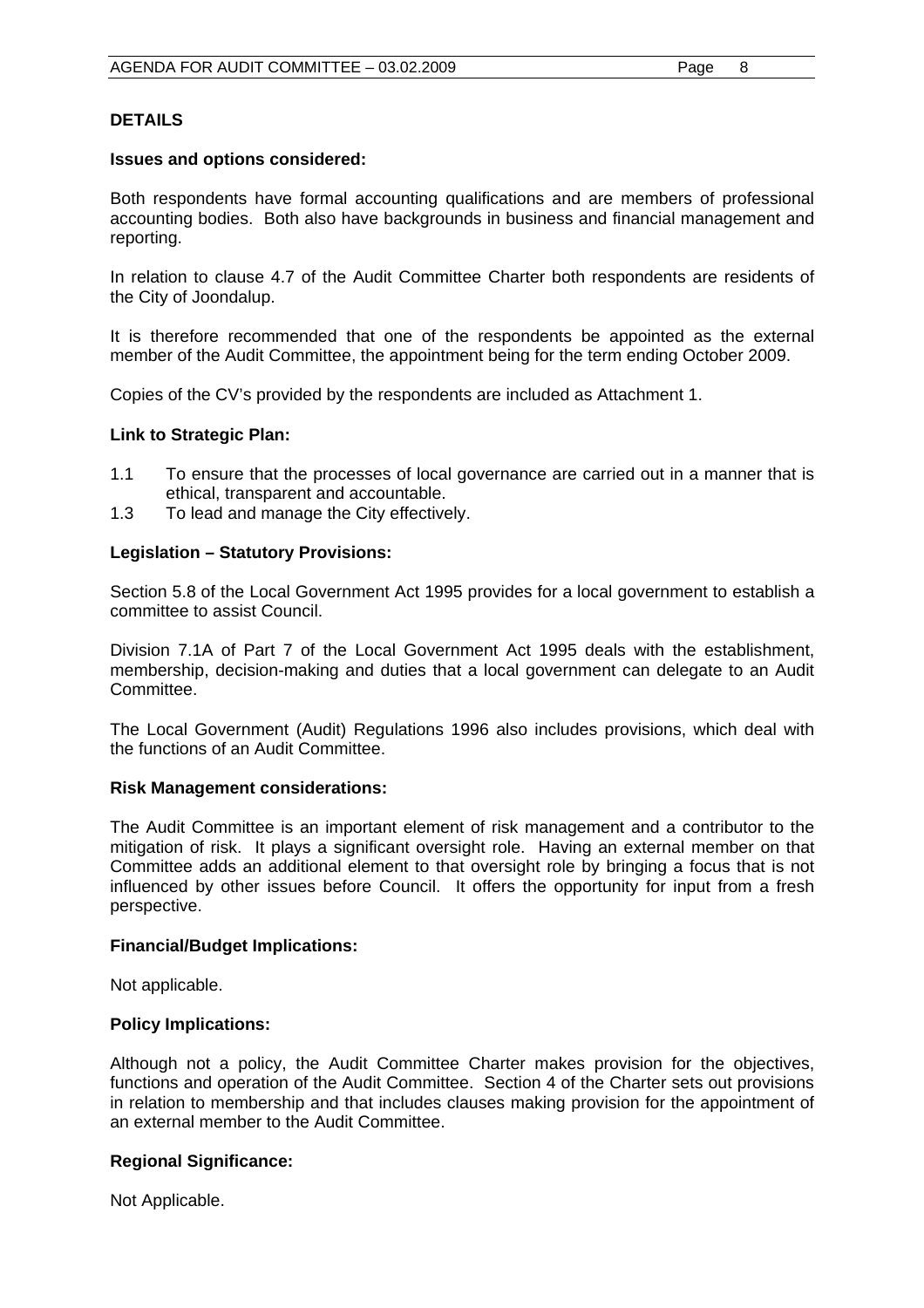## DETAILS

### Issues and options considered:

Both respondents have formal accounting qualifications and are members of professional accounting bodies. Both also have backgrounds in business and financial management and reporting.

In relation to clause 4.7 of the Audit Committee Charter both respondents are residents of the City of Joondalup.

It is therefore recommended that one of the respondents be appointed as the external member of the Audit Committee, the appointment being for the term ending October 2009.

Copies of the CV's provided by the respondents are included as Attachment 1.

### Link to Strategic Plan:

1.1 To ensure that the processes of local governance are carried out in a manner that is ethical, transparent and accountable.
1.3 To lead and manage the City effectively.

### Legislation – Statutory Provisions:

Section 5.8 of the Local Government Act 1995 provides for a local government to establish a committee to assist Council.

Division 7.1A of Part 7 of the Local Government Act 1995 deals with the establishment, membership, decision-making and duties that a local government can delegate to an Audit Committee.

The Local Government (Audit) Regulations 1996 also includes provisions, which deal with the functions of an Audit Committee.

### Risk Management considerations:

The Audit Committee is an important element of risk management and a contributor to the mitigation of risk. It plays a significant oversight role. Having an external member on that Committee adds an additional element to that oversight role by bringing a focus that is not influenced by other issues before Council. It offers the opportunity for input from a fresh perspective.

### Financial/Budget Implications:

Not applicable.

### Policy Implications:

Although not a policy, the Audit Committee Charter makes provision for the objectives, functions and operation of the Audit Committee. Section 4 of the Charter sets out provisions in relation to membership and that includes clauses making provision for the appointment of an external member to the Audit Committee.

### Regional Significance:

Not Applicable.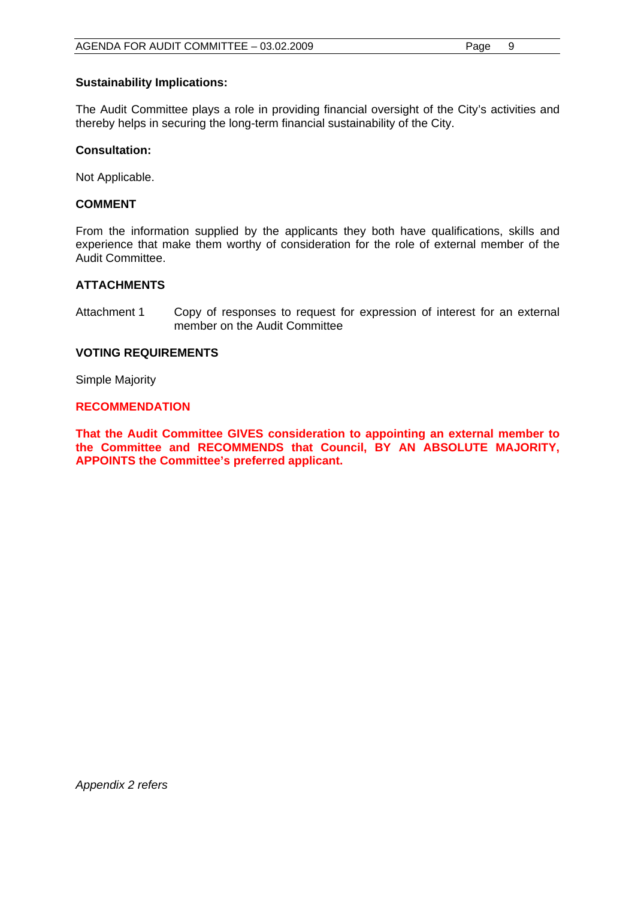**Sustainability Implications:**

The Audit Committee plays a role in providing financial oversight of the City's activities and thereby helps in securing the long-term financial sustainability of the City.

**Consultation:**

Not Applicable.

## COMMENT

From the information supplied by the applicants they both have qualifications, skills and experience that make them worthy of consideration for the role of external member of the Audit Committee.

## ATTACHMENTS

Attachment 1 Copy of responses to request for expression of interest for an external member on the Audit Committee

## VOTING REQUIREMENTS

Simple Majority

## RECOMMENDATION

**That the Audit Committee GIVES consideration to appointing an external member to the Committee and RECOMMENDS that Council, BY AN ABSOLUTE MAJORITY, APPOINTS the Committee's preferred applicant.**

*Appendix 2 refers*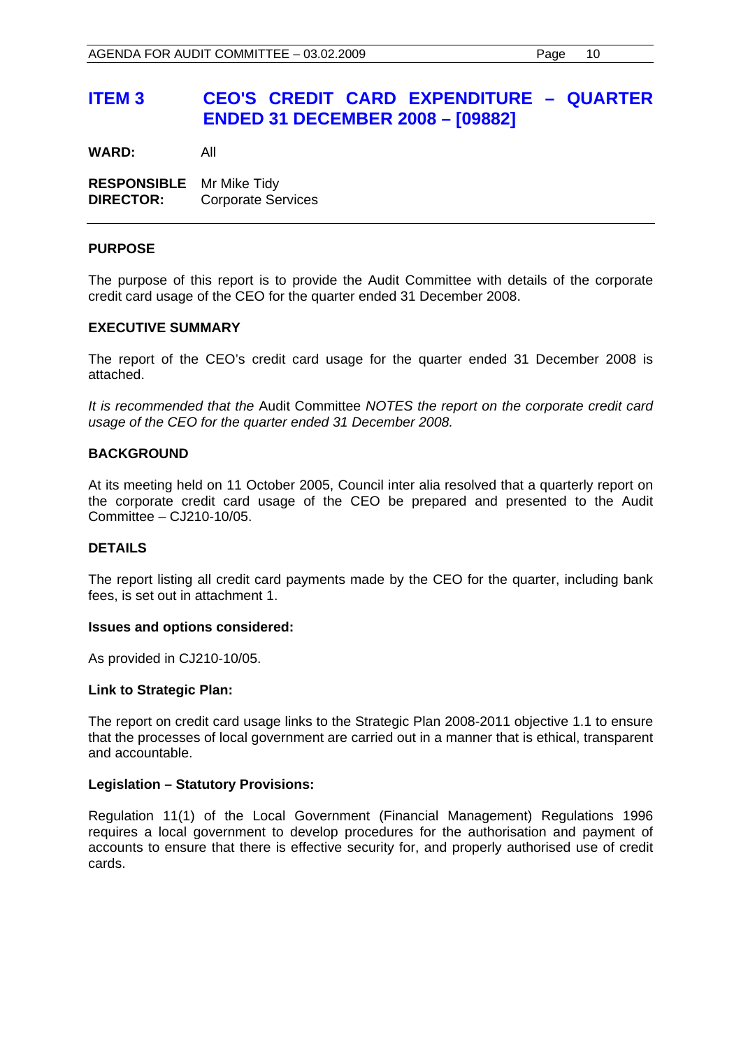## ITEM 3 CEO'S CREDIT CARD EXPENDITURE – QUARTER ENDED 31 DECEMBER 2008 – [09882]

**WARD:** All

**RESPONSIBLE DIRECTOR:** Mr Mike Tidy
Corporate Services

---

### PURPOSE

The purpose of this report is to provide the Audit Committee with details of the corporate credit card usage of the CEO for the quarter ended 31 December 2008.

### EXECUTIVE SUMMARY

The report of the CEO's credit card usage for the quarter ended 31 December 2008 is attached.

*It is recommended that the* Audit Committee *NOTES the report on the corporate credit card usage of the CEO for the quarter ended 31 December 2008.*

### BACKGROUND

At its meeting held on 11 October 2005, Council inter alia resolved that a quarterly report on the corporate credit card usage of the CEO be prepared and presented to the Audit Committee – CJ210-10/05.

### DETAILS

The report listing all credit card payments made by the CEO for the quarter, including bank fees, is set out in attachment 1.

#### Issues and options considered:

As provided in CJ210-10/05.

#### Link to Strategic Plan:

The report on credit card usage links to the Strategic Plan 2008-2011 objective 1.1 to ensure that the processes of local government are carried out in a manner that is ethical, transparent and accountable.

#### Legislation – Statutory Provisions:

Regulation 11(1) of the Local Government (Financial Management) Regulations 1996 requires a local government to develop procedures for the authorisation and payment of accounts to ensure that there is effective security for, and properly authorised use of credit cards.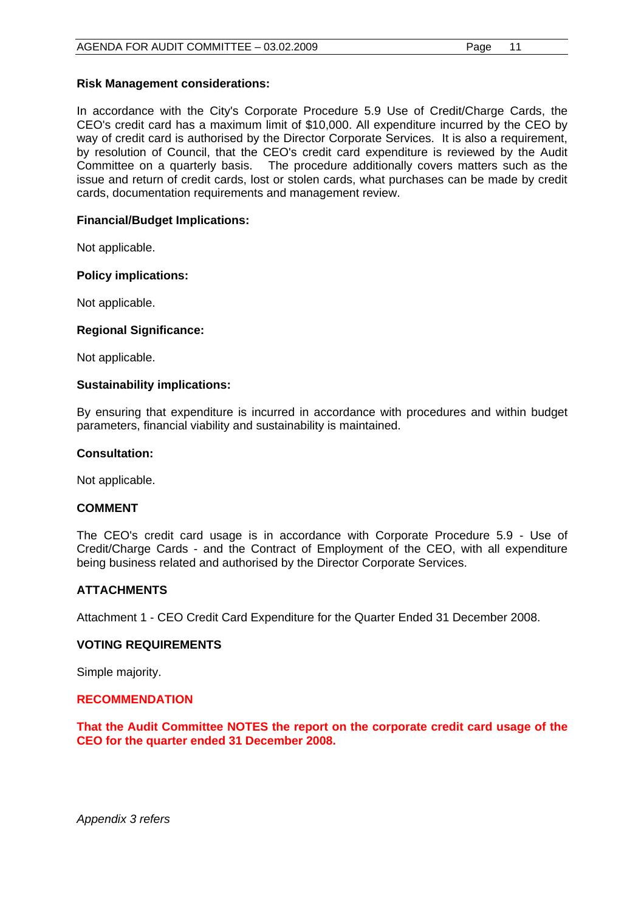**Risk Management considerations:**

In accordance with the City's Corporate Procedure 5.9 Use of Credit/Charge Cards, the CEO's credit card has a maximum limit of $10,000. All expenditure incurred by the CEO by way of credit card is authorised by the Director Corporate Services. It is also a requirement, by resolution of Council, that the CEO's credit card expenditure is reviewed by the Audit Committee on a quarterly basis. The procedure additionally covers matters such as the issue and return of credit cards, lost or stolen cards, what purchases can be made by credit cards, documentation requirements and management review.

**Financial/Budget Implications:**

Not applicable.

**Policy implications:**

Not applicable.

**Regional Significance:**

Not applicable.

**Sustainability implications:**

By ensuring that expenditure is incurred in accordance with procedures and within budget parameters, financial viability and sustainability is maintained.

**Consultation:**

Not applicable.

**COMMENT**

The CEO's credit card usage is in accordance with Corporate Procedure 5.9 - Use of Credit/Charge Cards - and the Contract of Employment of the CEO, with all expenditure being business related and authorised by the Director Corporate Services.

**ATTACHMENTS**

Attachment 1 - CEO Credit Card Expenditure for the Quarter Ended 31 December 2008.

**VOTING REQUIREMENTS**

Simple majority.

**RECOMMENDATION**

**That the Audit Committee NOTES the report on the corporate credit card usage of the CEO for the quarter ended 31 December 2008.**

*Appendix 3 refers*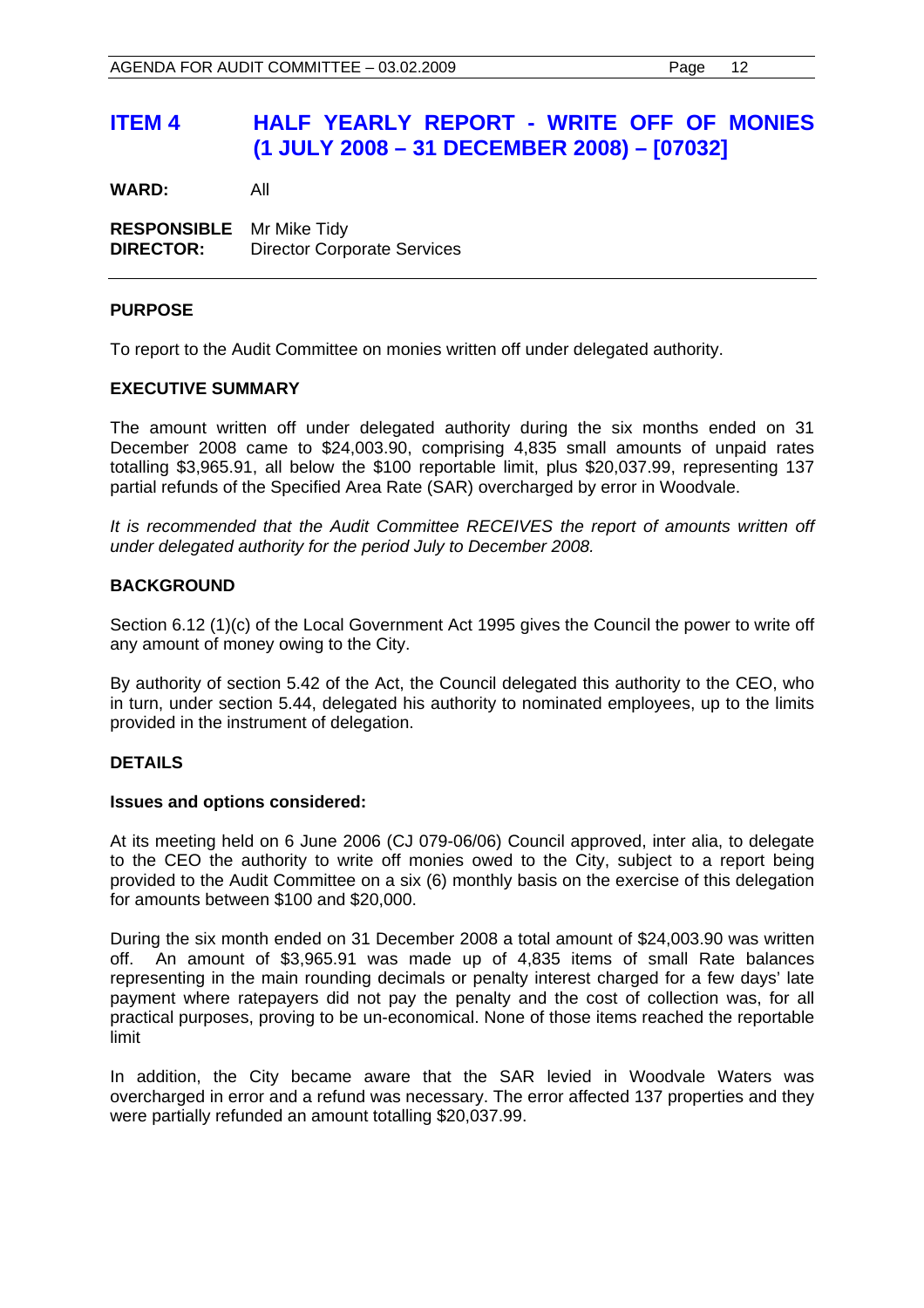# ITEM 4 HALF YEARLY REPORT - WRITE OFF OF MONIES (1 JULY 2008 – 31 DECEMBER 2008) – [07032]

**WARD:** All

**RESPONSIBLE DIRECTOR:** Mr Mike Tidy
Director Corporate Services

---

## PURPOSE

To report to the Audit Committee on monies written off under delegated authority.

## EXECUTIVE SUMMARY

The amount written off under delegated authority during the six months ended on 31 December 2008 came to $24,003.90, comprising 4,835 small amounts of unpaid rates totalling $3,965.91, all below the $100 reportable limit, plus $20,037.99, representing 137 partial refunds of the Specified Area Rate (SAR) overcharged by error in Woodvale.

*It is recommended that the Audit Committee RECEIVES the report of amounts written off under delegated authority for the period July to December 2008.*

## BACKGROUND

Section 6.12 (1)(c) of the Local Government Act 1995 gives the Council the power to write off any amount of money owing to the City.

By authority of section 5.42 of the Act, the Council delegated this authority to the CEO, who in turn, under section 5.44, delegated his authority to nominated employees, up to the limits provided in the instrument of delegation.

## DETAILS

### Issues and options considered:

At its meeting held on 6 June 2006 (CJ 079-06/06) Council approved, inter alia, to delegate to the CEO the authority to write off monies owed to the City, subject to a report being provided to the Audit Committee on a six (6) monthly basis on the exercise of this delegation for amounts between $100 and $20,000.

During the six month ended on 31 December 2008 a total amount of $24,003.90 was written off. An amount of $3,965.91 was made up of 4,835 items of small Rate balances representing in the main rounding decimals or penalty interest charged for a few days' late payment where ratepayers did not pay the penalty and the cost of collection was, for all practical purposes, proving to be un-economical. None of those items reached the reportable limit

In addition, the City became aware that the SAR levied in Woodvale Waters was overcharged in error and a refund was necessary. The error affected 137 properties and they were partially refunded an amount totalling $20,037.99.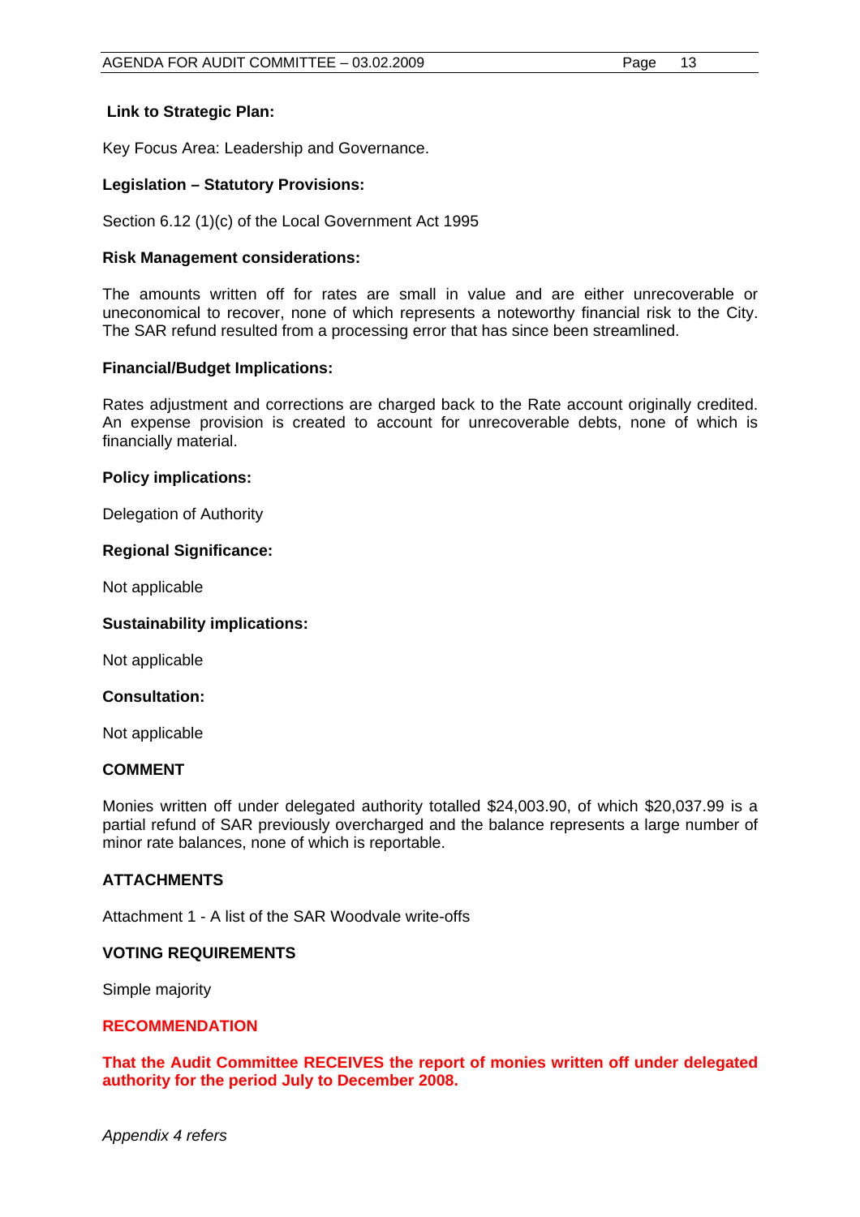**Link to Strategic Plan:**

Key Focus Area: Leadership and Governance.

**Legislation – Statutory Provisions:**

Section 6.12 (1)(c) of the Local Government Act 1995

**Risk Management considerations:**

The amounts written off for rates are small in value and are either unrecoverable or uneconomical to recover, none of which represents a noteworthy financial risk to the City. The SAR refund resulted from a processing error that has since been streamlined.

**Financial/Budget Implications:**

Rates adjustment and corrections are charged back to the Rate account originally credited. An expense provision is created to account for unrecoverable debts, none of which is financially material.

**Policy implications:**

Delegation of Authority

**Regional Significance:**

Not applicable

**Sustainability implications:**

Not applicable

**Consultation:**

Not applicable

**COMMENT**

Monies written off under delegated authority totalled $24,003.90, of which $20,037.99 is a partial refund of SAR previously overcharged and the balance represents a large number of minor rate balances, none of which is reportable.

**ATTACHMENTS**

Attachment 1 - A list of the SAR Woodvale write-offs

**VOTING REQUIREMENTS**

Simple majority

**RECOMMENDATION**

**That the Audit Committee RECEIVES the report of monies written off under delegated authority for the period July to December 2008.**

*Appendix 4 refers*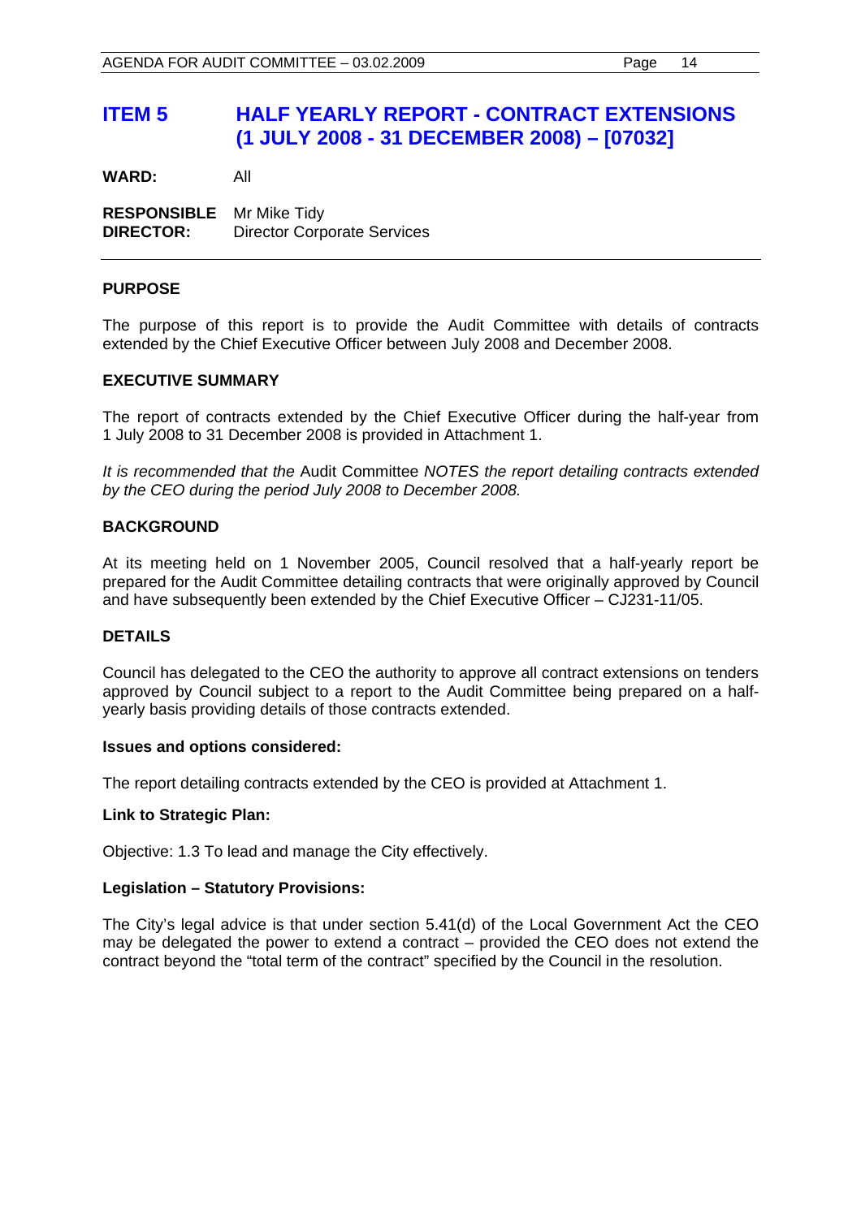# ITEM 5 HALF YEARLY REPORT - CONTRACT EXTENSIONS (1 JULY 2008 - 31 DECEMBER 2008) – [07032]

**WARD:** All

**RESPONSIBLE DIRECTOR:** Mr Mike Tidy
Director Corporate Services

## PURPOSE

The purpose of this report is to provide the Audit Committee with details of contracts extended by the Chief Executive Officer between July 2008 and December 2008.

## EXECUTIVE SUMMARY

The report of contracts extended by the Chief Executive Officer during the half-year from 1 July 2008 to 31 December 2008 is provided in Attachment 1.

*It is recommended that the* Audit Committee *NOTES the report detailing contracts extended by the CEO during the period July 2008 to December 2008.*

## BACKGROUND

At its meeting held on 1 November 2005, Council resolved that a half-yearly report be prepared for the Audit Committee detailing contracts that were originally approved by Council and have subsequently been extended by the Chief Executive Officer – CJ231-11/05.

## DETAILS

Council has delegated to the CEO the authority to approve all contract extensions on tenders approved by Council subject to a report to the Audit Committee being prepared on a half-yearly basis providing details of those contracts extended.

### Issues and options considered:

The report detailing contracts extended by the CEO is provided at Attachment 1.

### Link to Strategic Plan:

Objective: 1.3 To lead and manage the City effectively.

### Legislation – Statutory Provisions:

The City's legal advice is that under section 5.41(d) of the Local Government Act the CEO may be delegated the power to extend a contract – provided the CEO does not extend the contract beyond the "total term of the contract" specified by the Council in the resolution.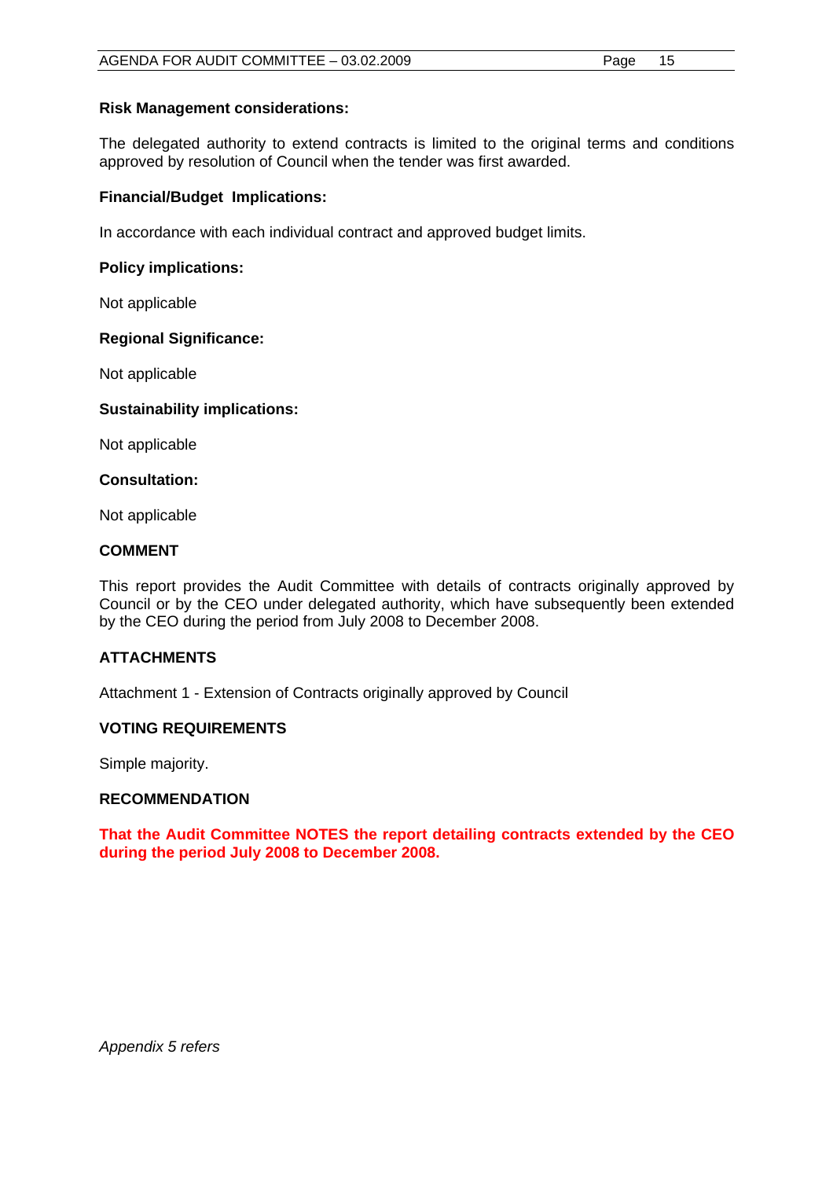**Risk Management considerations:**

The delegated authority to extend contracts is limited to the original terms and conditions approved by resolution of Council when the tender was first awarded.

**Financial/Budget Implications:**

In accordance with each individual contract and approved budget limits.

**Policy implications:**

Not applicable

**Regional Significance:**

Not applicable

**Sustainability implications:**

Not applicable

**Consultation:**

Not applicable

## COMMENT

This report provides the Audit Committee with details of contracts originally approved by Council or by the CEO under delegated authority, which have subsequently been extended by the CEO during the period from July 2008 to December 2008.

## ATTACHMENTS

Attachment 1 - Extension of Contracts originally approved by Council

## VOTING REQUIREMENTS

Simple majority.

## RECOMMENDATION

**That the Audit Committee NOTES the report detailing contracts extended by the CEO during the period July 2008 to December 2008.**

*Appendix 5 refers*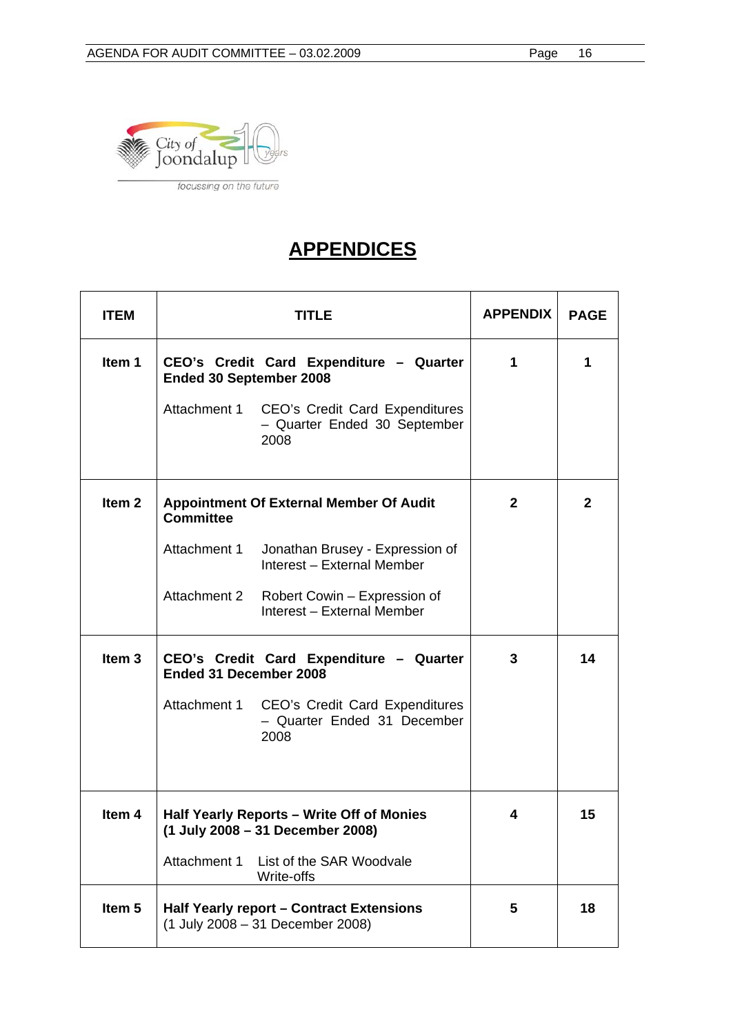# APPENDICES

| ITEM | TITLE | APPENDIX | PAGE |
|---|---|---|---|
| Item 1 | **CEO's Credit Card Expenditure – Quarter Ended 30 September 2008**<br><br>Attachment 1 CEO's Credit Card Expenditures – Quarter Ended 30 September 2008 | 1 | 1 |
| Item 2 | **Appointment Of External Member Of Audit Committee**<br><br>Attachment 1 Jonathan Brusey - Expression of Interest – External Member<br><br>Attachment 2 Robert Cowin – Expression of Interest – External Member | 2 | 2 |
| Item 3 | **CEO's Credit Card Expenditure – Quarter Ended 31 December 2008**<br><br>Attachment 1 CEO's Credit Card Expenditures – Quarter Ended 31 December 2008 | 3 | 14 |
| Item 4 | **Half Yearly Reports – Write Off of Monies (1 July 2008 – 31 December 2008)**<br><br>Attachment 1 List of the SAR Woodvale Write-offs | 4 | 15 |
| Item 5 | **Half Yearly report – Contract Extensions**<br>(1 July 2008 – 31 December 2008) | 5 | 18 |